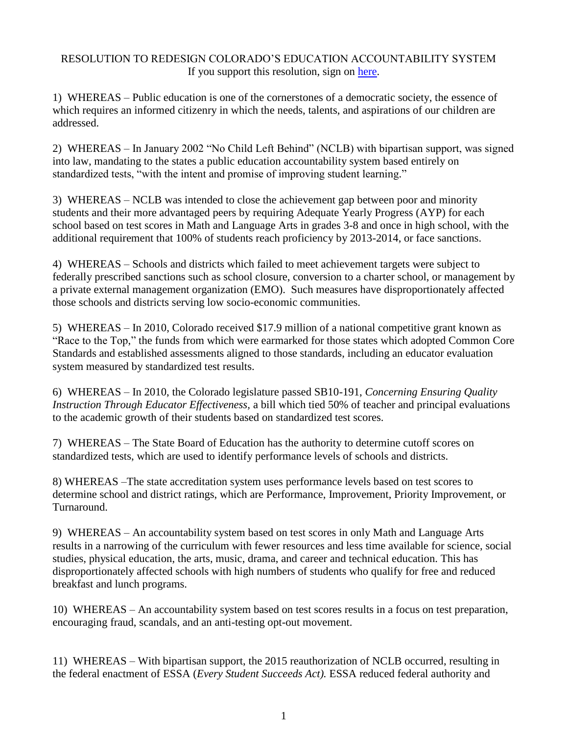# RESOLUTION TO REDESIGN COLORADO'S EDUCATION ACCOUNTABILITY SYSTEM

If you support this resolution, sign on [here](here).

1) WHEREAS – Public education is one of the cornerstones of a democratic society, the essence of which requires an informed citizenry in which the needs, talents, and aspirations of our children are addressed.

2) WHEREAS – In January 2002 "No Child Left Behind" (NCLB) with bipartisan support, was signed into law, mandating to the states a public education accountability system based entirely on standardized tests, "with the intent and promise of improving student learning."

3) WHEREAS – NCLB was intended to close the achievement gap between poor and minority students and their more advantaged peers by requiring Adequate Yearly Progress (AYP) for each school based on test scores in Math and Language Arts in grades 3-8 and once in high school, with the additional requirement that 100% of students reach proficiency by 2013-2014, or face sanctions.

4) WHEREAS – Schools and districts which failed to meet achievement targets were subject to federally prescribed sanctions such as school closure, conversion to a charter school, or management by a private external management organization (EMO). Such measures have disproportionately affected those schools and districts serving low socio-economic communities.

5) WHEREAS – In 2010, Colorado received $17.9 million of a national competitive grant known as "Race to the Top," the funds from which were earmarked for those states which adopted Common Core Standards and established assessments aligned to those standards, including an educator evaluation system measured by standardized test results.

6) WHEREAS – In 2010, the Colorado legislature passed SB10-191, *Concerning Ensuring Quality Instruction Through Educator Effectiveness,* a bill which tied 50% of teacher and principal evaluations to the academic growth of their students based on standardized test scores.

7) WHEREAS – The State Board of Education has the authority to determine cutoff scores on standardized tests, which are used to identify performance levels of schools and districts.

8) WHEREAS –The state accreditation system uses performance levels based on test scores to determine school and district ratings, which are Performance, Improvement, Priority Improvement, or Turnaround.

9) WHEREAS – An accountability system based on test scores in only Math and Language Arts results in a narrowing of the curriculum with fewer resources and less time available for science, social studies, physical education, the arts, music, drama, and career and technical education. This has disproportionately affected schools with high numbers of students who qualify for free and reduced breakfast and lunch programs.

10) WHEREAS – An accountability system based on test scores results in a focus on test preparation, encouraging fraud, scandals, and an anti-testing opt-out movement.

11) WHEREAS – With bipartisan support, the 2015 reauthorization of NCLB occurred, resulting in the federal enactment of ESSA (*Every Student Succeeds Act).* ESSA reduced federal authority and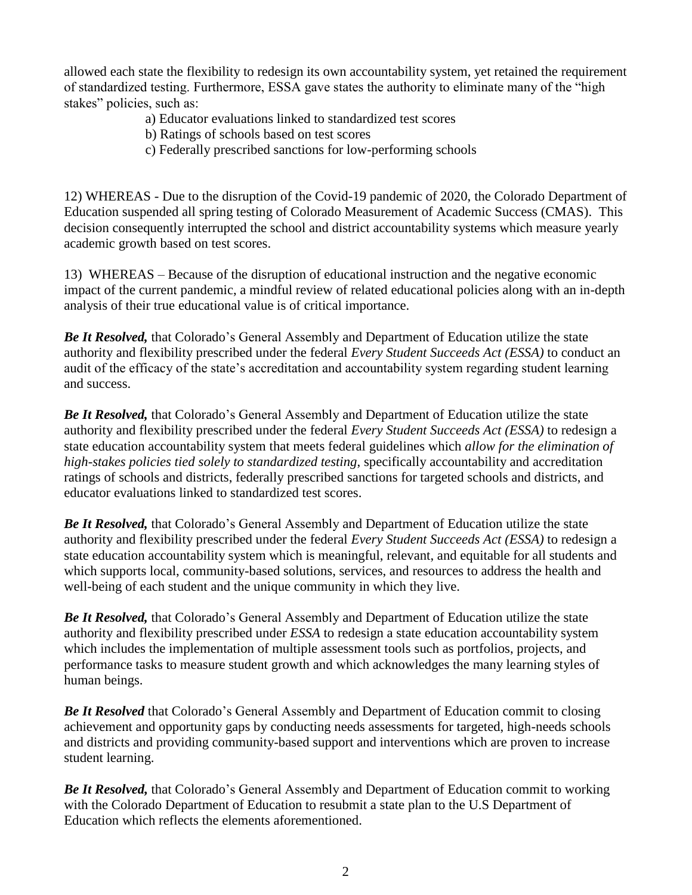allowed each state the flexibility to redesign its own accountability system, yet retained the requirement of standardized testing. Furthermore, ESSA gave states the authority to eliminate many of the "high stakes" policies, such as:

a) Educator evaluations linked to standardized test scores
b) Ratings of schools based on test scores
c) Federally prescribed sanctions for low-performing schools

12) WHEREAS - Due to the disruption of the Covid-19 pandemic of 2020, the Colorado Department of Education suspended all spring testing of Colorado Measurement of Academic Success (CMAS). This decision consequently interrupted the school and district accountability systems which measure yearly academic growth based on test scores.

13) WHEREAS – Because of the disruption of educational instruction and the negative economic impact of the current pandemic, a mindful review of related educational policies along with an in-depth analysis of their true educational value is of critical importance.

***Be It Resolved,*** that Colorado's General Assembly and Department of Education utilize the state authority and flexibility prescribed under the federal *Every Student Succeeds Act (ESSA)* to conduct an audit of the efficacy of the state's accreditation and accountability system regarding student learning and success.

***Be It Resolved,*** that Colorado's General Assembly and Department of Education utilize the state authority and flexibility prescribed under the federal *Every Student Succeeds Act (ESSA)* to redesign a state education accountability system that meets federal guidelines which *allow for the elimination of high-stakes policies tied solely to standardized testing,* specifically accountability and accreditation ratings of schools and districts, federally prescribed sanctions for targeted schools and districts, and educator evaluations linked to standardized test scores.

***Be It Resolved,*** that Colorado's General Assembly and Department of Education utilize the state authority and flexibility prescribed under the federal *Every Student Succeeds Act (ESSA)* to redesign a state education accountability system which is meaningful, relevant, and equitable for all students and which supports local, community-based solutions, services, and resources to address the health and well-being of each student and the unique community in which they live.

***Be It Resolved,*** that Colorado's General Assembly and Department of Education utilize the state authority and flexibility prescribed under *ESSA* to redesign a state education accountability system which includes the implementation of multiple assessment tools such as portfolios, projects, and performance tasks to measure student growth and which acknowledges the many learning styles of human beings.

***Be It Resolved*** that Colorado's General Assembly and Department of Education commit to closing achievement and opportunity gaps by conducting needs assessments for targeted, high-needs schools and districts and providing community-based support and interventions which are proven to increase student learning.

***Be It Resolved,*** that Colorado's General Assembly and Department of Education commit to working with the Colorado Department of Education to resubmit a state plan to the U.S Department of Education which reflects the elements aforementioned.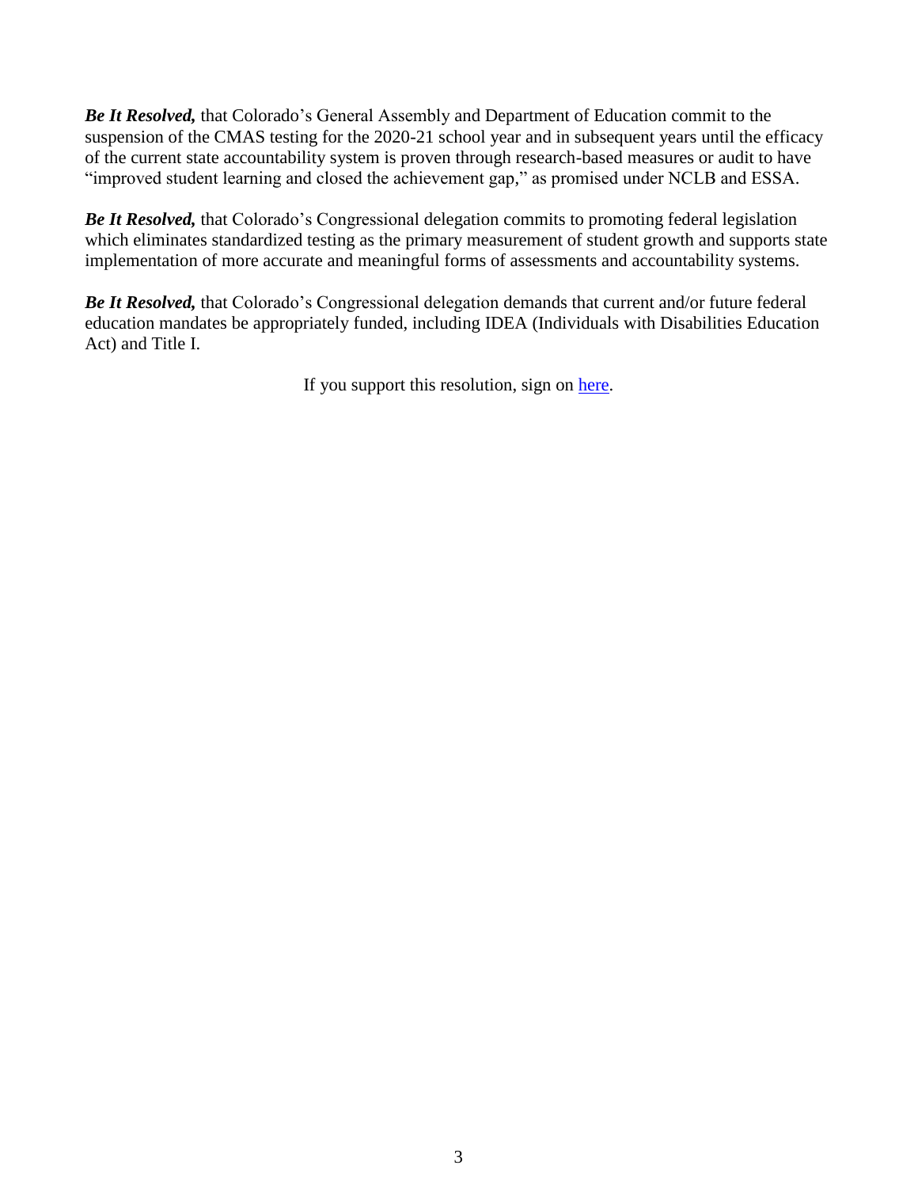***Be It Resolved,*** that Colorado's General Assembly and Department of Education commit to the suspension of the CMAS testing for the 2020-21 school year and in subsequent years until the efficacy of the current state accountability system is proven through research-based measures or audit to have "improved student learning and closed the achievement gap," as promised under NCLB and ESSA.

***Be It Resolved,*** that Colorado's Congressional delegation commits to promoting federal legislation which eliminates standardized testing as the primary measurement of student growth and supports state implementation of more accurate and meaningful forms of assessments and accountability systems.

***Be It Resolved,*** that Colorado's Congressional delegation demands that current and/or future federal education mandates be appropriately funded, including IDEA (Individuals with Disabilities Education Act) and Title I.

If you support this resolution, sign on here.